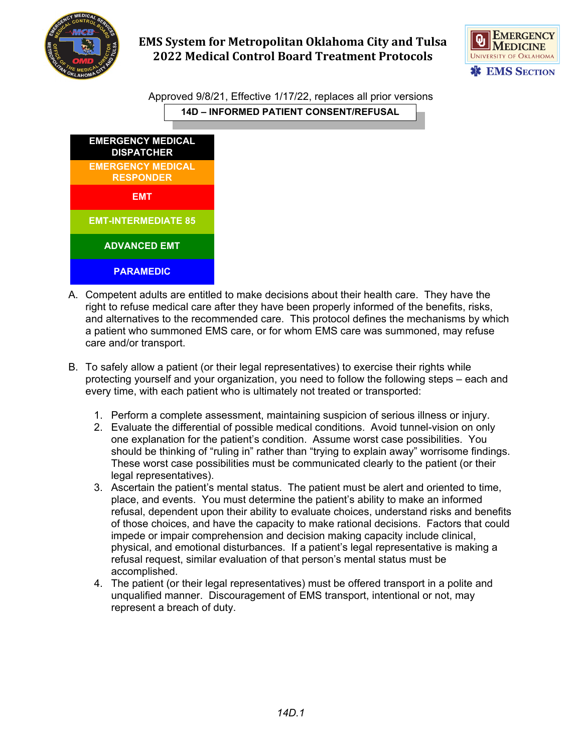# EMS System for Metropolitan Oklahoma City and Tulsa
# 2022 Medical Control Board Treatment Protocols

Approved 9/8/21, Effective 1/17/22, replaces all prior versions

## 14D – INFORMED PATIENT CONSENT/REFUSAL

| |
|---|
| EMERGENCY MEDICAL DISPATCHER |
| EMERGENCY MEDICAL RESPONDER |
| EMT |
| EMT-INTERMEDIATE 85 |
| ADVANCED EMT |
| PARAMEDIC |

A. Competent adults are entitled to make decisions about their health care. They have the right to refuse medical care after they have been properly informed of the benefits, risks, and alternatives to the recommended care. This protocol defines the mechanisms by which a patient who summoned EMS care, or for whom EMS care was summoned, may refuse care and/or transport.

B. To safely allow a patient (or their legal representatives) to exercise their rights while protecting yourself and your organization, you need to follow the following steps – each and every time, with each patient who is ultimately not treated or transported:

   1. Perform a complete assessment, maintaining suspicion of serious illness or injury.
   2. Evaluate the differential of possible medical conditions. Avoid tunnel-vision on only one explanation for the patient's condition. Assume worst case possibilities. You should be thinking of "ruling in" rather than "trying to explain away" worrisome findings. These worst case possibilities must be communicated clearly to the patient (or their legal representatives).
   3. Ascertain the patient's mental status. The patient must be alert and oriented to time, place, and events. You must determine the patient's ability to make an informed refusal, dependent upon their ability to evaluate choices, understand risks and benefits of those choices, and have the capacity to make rational decisions. Factors that could impede or impair comprehension and decision making capacity include clinical, physical, and emotional disturbances. If a patient's legal representative is making a refusal request, similar evaluation of that person's mental status must be accomplished.
   4. The patient (or their legal representatives) must be offered transport in a polite and unqualified manner. Discouragement of EMS transport, intentional or not, may represent a breach of duty.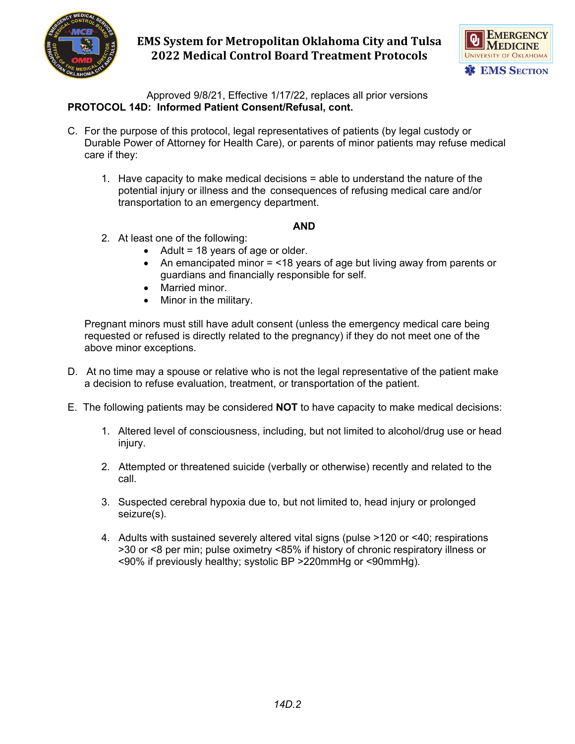Approved 9/8/21, Effective 1/17/22, replaces all prior versions

**PROTOCOL 14D: Informed Patient Consent/Refusal, cont.**

C. For the purpose of this protocol, legal representatives of patients (by legal custody or Durable Power of Attorney for Health Care), or parents of minor patients may refuse medical care if they:

   1. Have capacity to make medical decisions = able to understand the nature of the potential injury or illness and the consequences of refusing medical care and/or transportation to an emergency department.

      **AND**

   2. At least one of the following:
      - Adult = 18 years of age or older.
      - An emancipated minor = <18 years of age but living away from parents or guardians and financially responsible for self.
      - Married minor.
      - Minor in the military.

   Pregnant minors must still have adult consent (unless the emergency medical care being requested or refused is directly related to the pregnancy) if they do not meet one of the above minor exceptions.

D. At no time may a spouse or relative who is not the legal representative of the patient make a decision to refuse evaluation, treatment, or transportation of the patient.

E. The following patients may be considered **NOT** to have capacity to make medical decisions:

   1. Altered level of consciousness, including, but not limited to alcohol/drug use or head injury.

   2. Attempted or threatened suicide (verbally or otherwise) recently and related to the call.

   3. Suspected cerebral hypoxia due to, but not limited to, head injury or prolonged seizure(s).

   4. Adults with sustained severely altered vital signs (pulse >120 or <40; respirations >30 or <8 per min; pulse oximetry <85% if history of chronic respiratory illness or <90% if previously healthy; systolic BP >220mmHg or <90mmHg).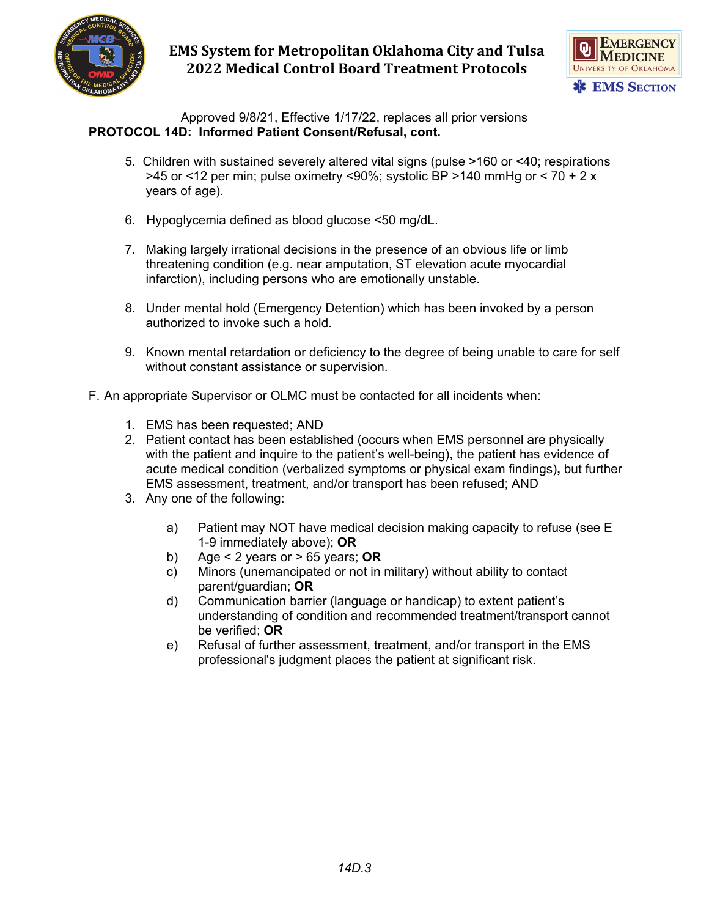Approved 9/8/21, Effective 1/17/22, replaces all prior versions

**PROTOCOL 14D: Informed Patient Consent/Refusal, cont.**

5. Children with sustained severely altered vital signs (pulse >160 or <40; respirations >45 or <12 per min; pulse oximetry <90%; systolic BP >140 mmHg or < 70 + 2 x years of age).

6. Hypoglycemia defined as blood glucose <50 mg/dL.

7. Making largely irrational decisions in the presence of an obvious life or limb threatening condition (e.g. near amputation, ST elevation acute myocardial infarction), including persons who are emotionally unstable.

8. Under mental hold (Emergency Detention) which has been invoked by a person authorized to invoke such a hold.

9. Known mental retardation or deficiency to the degree of being unable to care for self without constant assistance or supervision.

F. An appropriate Supervisor or OLMC must be contacted for all incidents when:

1. EMS has been requested; AND
2. Patient contact has been established (occurs when EMS personnel are physically with the patient and inquire to the patient's well-being), the patient has evidence of acute medical condition (verbalized symptoms or physical exam findings)**,** but further EMS assessment, treatment, and/or transport has been refused; AND
3. Any one of the following:

    a) Patient may NOT have medical decision making capacity to refuse (see E 1-9 immediately above); **OR**
    b) Age < 2 years or > 65 years; **OR**
    c) Minors (unemancipated or not in military) without ability to contact parent/guardian; **OR**
    d) Communication barrier (language or handicap) to extent patient's understanding of condition and recommended treatment/transport cannot be verified; **OR**
    e) Refusal of further assessment, treatment, and/or transport in the EMS professional's judgment places the patient at significant risk.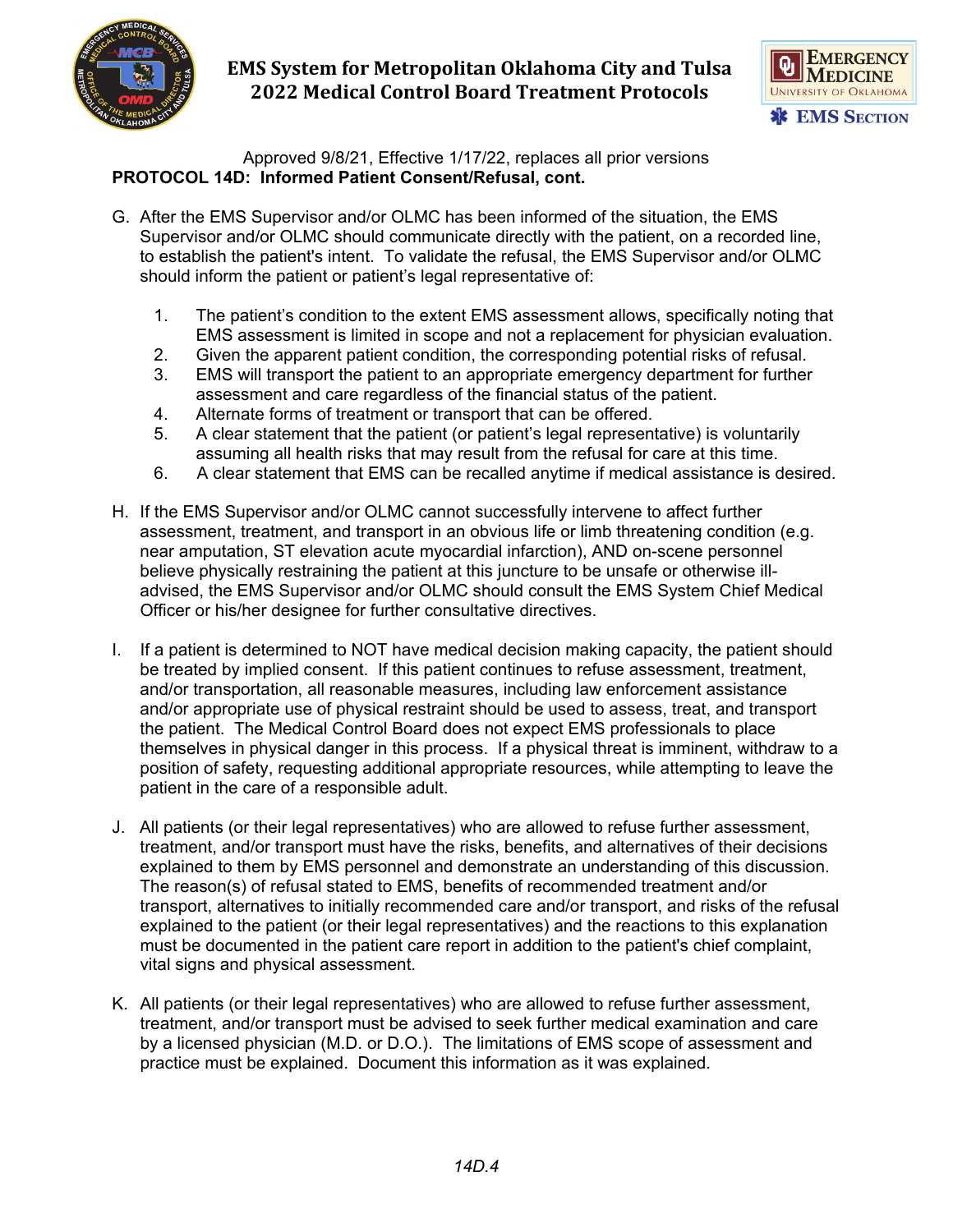Approved 9/8/21, Effective 1/17/22, replaces all prior versions

**PROTOCOL 14D: Informed Patient Consent/Refusal, cont.**

G. After the EMS Supervisor and/or OLMC has been informed of the situation, the EMS Supervisor and/or OLMC should communicate directly with the patient, on a recorded line, to establish the patient's intent. To validate the refusal, the EMS Supervisor and/or OLMC should inform the patient or patient's legal representative of:

   1. The patient's condition to the extent EMS assessment allows, specifically noting that EMS assessment is limited in scope and not a replacement for physician evaluation.
   2. Given the apparent patient condition, the corresponding potential risks of refusal.
   3. EMS will transport the patient to an appropriate emergency department for further assessment and care regardless of the financial status of the patient.
   4. Alternate forms of treatment or transport that can be offered.
   5. A clear statement that the patient (or patient's legal representative) is voluntarily assuming all health risks that may result from the refusal for care at this time.
   6. A clear statement that EMS can be recalled anytime if medical assistance is desired.

H. If the EMS Supervisor and/or OLMC cannot successfully intervene to affect further assessment, treatment, and transport in an obvious life or limb threatening condition (e.g. near amputation, ST elevation acute myocardial infarction), AND on-scene personnel believe physically restraining the patient at this juncture to be unsafe or otherwise ill-advised, the EMS Supervisor and/or OLMC should consult the EMS System Chief Medical Officer or his/her designee for further consultative directives.

I. If a patient is determined to NOT have medical decision making capacity, the patient should be treated by implied consent. If this patient continues to refuse assessment, treatment, and/or transportation, all reasonable measures, including law enforcement assistance and/or appropriate use of physical restraint should be used to assess, treat, and transport the patient. The Medical Control Board does not expect EMS professionals to place themselves in physical danger in this process. If a physical threat is imminent, withdraw to a position of safety, requesting additional appropriate resources, while attempting to leave the patient in the care of a responsible adult.

J. All patients (or their legal representatives) who are allowed to refuse further assessment, treatment, and/or transport must have the risks, benefits, and alternatives of their decisions explained to them by EMS personnel and demonstrate an understanding of this discussion. The reason(s) of refusal stated to EMS, benefits of recommended treatment and/or transport, alternatives to initially recommended care and/or transport, and risks of the refusal explained to the patient (or their legal representatives) and the reactions to this explanation must be documented in the patient care report in addition to the patient's chief complaint, vital signs and physical assessment.

K. All patients (or their legal representatives) who are allowed to refuse further assessment, treatment, and/or transport must be advised to seek further medical examination and care by a licensed physician (M.D. or D.O.). The limitations of EMS scope of assessment and practice must be explained. Document this information as it was explained.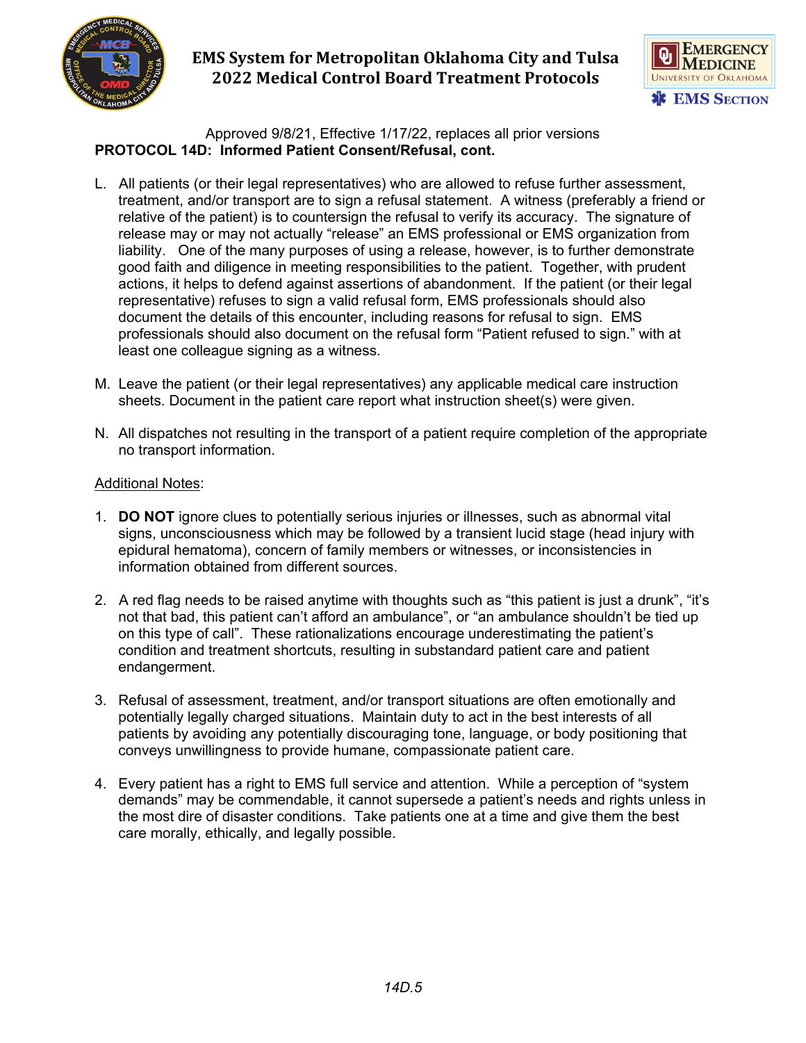Approved 9/8/21, Effective 1/17/22, replaces all prior versions

**PROTOCOL 14D: Informed Patient Consent/Refusal, cont.**

L. All patients (or their legal representatives) who are allowed to refuse further assessment, treatment, and/or transport are to sign a refusal statement. A witness (preferably a friend or relative of the patient) is to countersign the refusal to verify its accuracy. The signature of release may or may not actually "release" an EMS professional or EMS organization from liability. One of the many purposes of using a release, however, is to further demonstrate good faith and diligence in meeting responsibilities to the patient. Together, with prudent actions, it helps to defend against assertions of abandonment. If the patient (or their legal representative) refuses to sign a valid refusal form, EMS professionals should also document the details of this encounter, including reasons for refusal to sign. EMS professionals should also document on the refusal form "Patient refused to sign." with at least one colleague signing as a witness.

M. Leave the patient (or their legal representatives) any applicable medical care instruction sheets. Document in the patient care report what instruction sheet(s) were given.

N. All dispatches not resulting in the transport of a patient require completion of the appropriate no transport information.

Additional Notes:

1. **DO NOT** ignore clues to potentially serious injuries or illnesses, such as abnormal vital signs, unconsciousness which may be followed by a transient lucid stage (head injury with epidural hematoma), concern of family members or witnesses, or inconsistencies in information obtained from different sources.

2. A red flag needs to be raised anytime with thoughts such as "this patient is just a drunk", "it's not that bad, this patient can't afford an ambulance", or "an ambulance shouldn't be tied up on this type of call". These rationalizations encourage underestimating the patient's condition and treatment shortcuts, resulting in substandard patient care and patient endangerment.

3. Refusal of assessment, treatment, and/or transport situations are often emotionally and potentially legally charged situations. Maintain duty to act in the best interests of all patients by avoiding any potentially discouraging tone, language, or body positioning that conveys unwillingness to provide humane, compassionate patient care.

4. Every patient has a right to EMS full service and attention. While a perception of "system demands" may be commendable, it cannot supersede a patient's needs and rights unless in the most dire of disaster conditions. Take patients one at a time and give them the best care morally, ethically, and legally possible.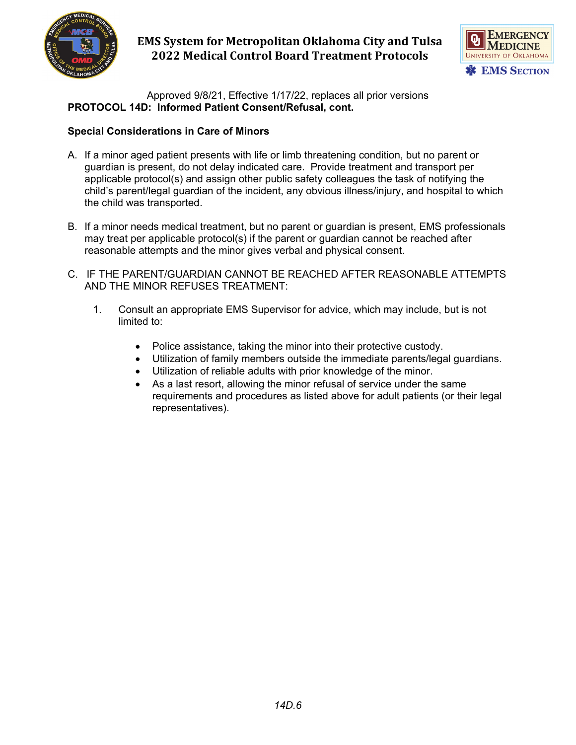Approved 9/8/21, Effective 1/17/22, replaces all prior versions

**PROTOCOL 14D: Informed Patient Consent/Refusal, cont.**

**Special Considerations in Care of Minors**

A. If a minor aged patient presents with life or limb threatening condition, but no parent or guardian is present, do not delay indicated care. Provide treatment and transport per applicable protocol(s) and assign other public safety colleagues the task of notifying the child's parent/legal guardian of the incident, any obvious illness/injury, and hospital to which the child was transported.

B. If a minor needs medical treatment, but no parent or guardian is present, EMS professionals may treat per applicable protocol(s) if the parent or guardian cannot be reached after reasonable attempts and the minor gives verbal and physical consent.

C. IF THE PARENT/GUARDIAN CANNOT BE REACHED AFTER REASONABLE ATTEMPTS AND THE MINOR REFUSES TREATMENT:

   1. Consult an appropriate EMS Supervisor for advice, which may include, but is not limited to:

      - Police assistance, taking the minor into their protective custody.
      - Utilization of family members outside the immediate parents/legal guardians.
      - Utilization of reliable adults with prior knowledge of the minor.
      - As a last resort, allowing the minor refusal of service under the same requirements and procedures as listed above for adult patients (or their legal representatives).